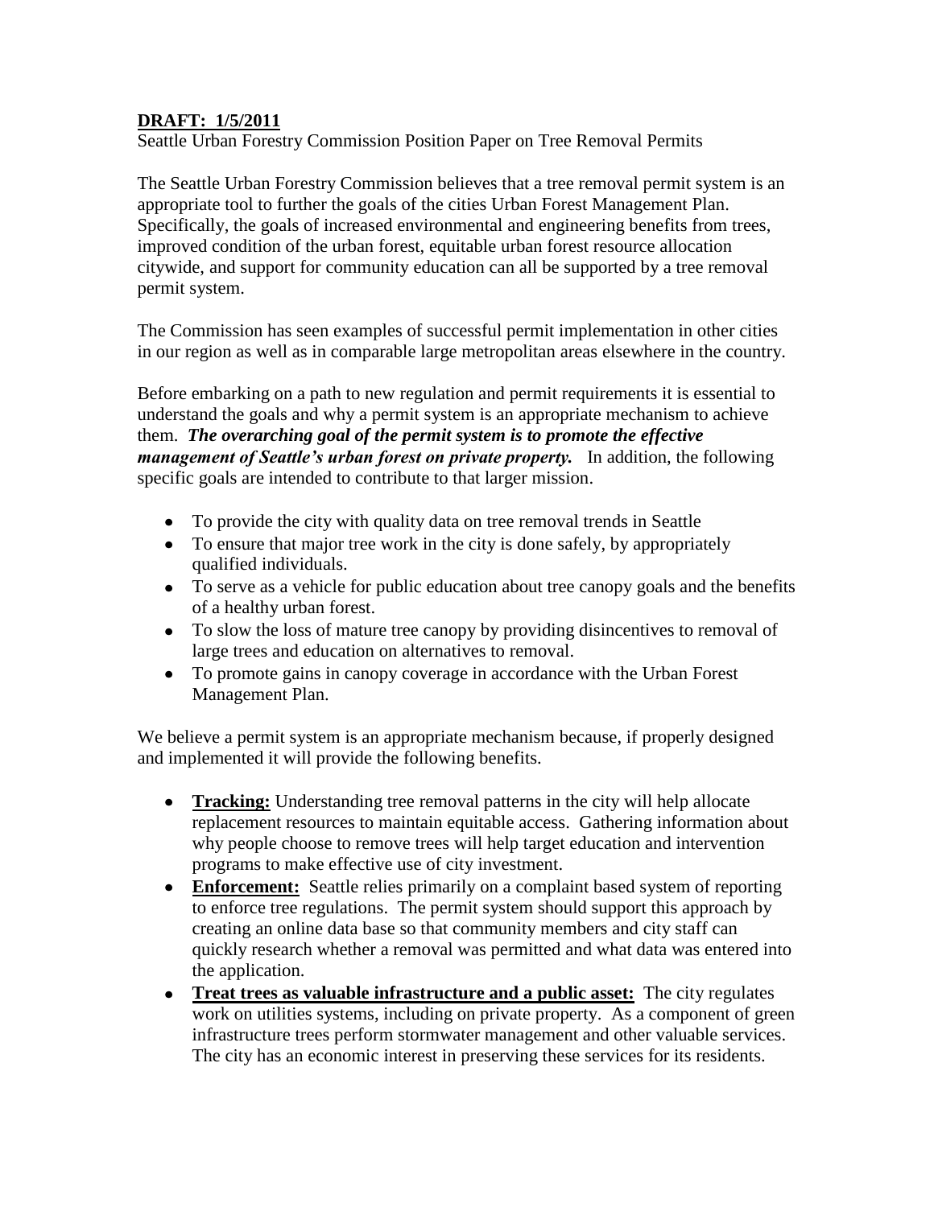**DRAFT: 1/5/2011**

Seattle Urban Forestry Commission Position Paper on Tree Removal Permits

The Seattle Urban Forestry Commission believes that a tree removal permit system is an appropriate tool to further the goals of the cities Urban Forest Management Plan. Specifically, the goals of increased environmental and engineering benefits from trees, improved condition of the urban forest, equitable urban forest resource allocation citywide, and support for community education can all be supported by a tree removal permit system.

The Commission has seen examples of successful permit implementation in other cities in our region as well as in comparable large metropolitan areas elsewhere in the country.

Before embarking on a path to new regulation and permit requirements it is essential to understand the goals and why a permit system is an appropriate mechanism to achieve them. ***The overarching goal of the permit system is to promote the effective management of Seattle's urban forest on private property.*** In addition, the following specific goals are intended to contribute to that larger mission.

- To provide the city with quality data on tree removal trends in Seattle
- To ensure that major tree work in the city is done safely, by appropriately qualified individuals.
- To serve as a vehicle for public education about tree canopy goals and the benefits of a healthy urban forest.
- To slow the loss of mature tree canopy by providing disincentives to removal of large trees and education on alternatives to removal.
- To promote gains in canopy coverage in accordance with the Urban Forest Management Plan.

We believe a permit system is an appropriate mechanism because, if properly designed and implemented it will provide the following benefits.

- **Tracking:** Understanding tree removal patterns in the city will help allocate replacement resources to maintain equitable access. Gathering information about why people choose to remove trees will help target education and intervention programs to make effective use of city investment.
- **Enforcement:** Seattle relies primarily on a complaint based system of reporting to enforce tree regulations. The permit system should support this approach by creating an online data base so that community members and city staff can quickly research whether a removal was permitted and what data was entered into the application.
- **Treat trees as valuable infrastructure and a public asset:** The city regulates work on utilities systems, including on private property. As a component of green infrastructure trees perform stormwater management and other valuable services. The city has an economic interest in preserving these services for its residents.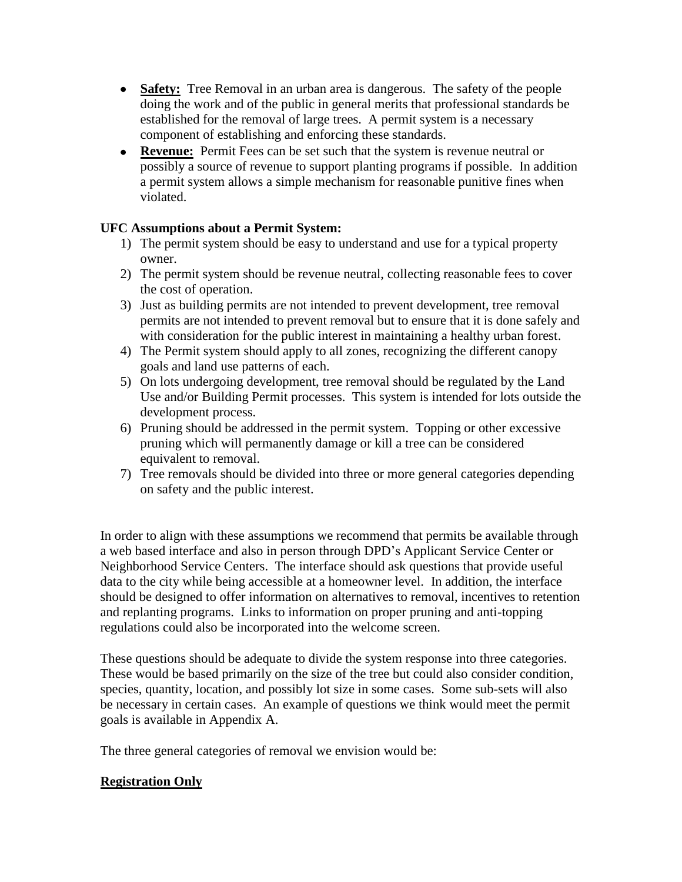- **Safety:** Tree Removal in an urban area is dangerous. The safety of the people doing the work and of the public in general merits that professional standards be established for the removal of large trees. A permit system is a necessary component of establishing and enforcing these standards.
- **Revenue:** Permit Fees can be set such that the system is revenue neutral or possibly a source of revenue to support planting programs if possible. In addition a permit system allows a simple mechanism for reasonable punitive fines when violated.

**UFC Assumptions about a Permit System:**

1) The permit system should be easy to understand and use for a typical property owner.
2) The permit system should be revenue neutral, collecting reasonable fees to cover the cost of operation.
3) Just as building permits are not intended to prevent development, tree removal permits are not intended to prevent removal but to ensure that it is done safely and with consideration for the public interest in maintaining a healthy urban forest.
4) The Permit system should apply to all zones, recognizing the different canopy goals and land use patterns of each.
5) On lots undergoing development, tree removal should be regulated by the Land Use and/or Building Permit processes. This system is intended for lots outside the development process.
6) Pruning should be addressed in the permit system. Topping or other excessive pruning which will permanently damage or kill a tree can be considered equivalent to removal.
7) Tree removals should be divided into three or more general categories depending on safety and the public interest.

In order to align with these assumptions we recommend that permits be available through a web based interface and also in person through DPD's Applicant Service Center or Neighborhood Service Centers. The interface should ask questions that provide useful data to the city while being accessible at a homeowner level. In addition, the interface should be designed to offer information on alternatives to removal, incentives to retention and replanting programs. Links to information on proper pruning and anti-topping regulations could also be incorporated into the welcome screen.

These questions should be adequate to divide the system response into three categories. These would be based primarily on the size of the tree but could also consider condition, species, quantity, location, and possibly lot size in some cases. Some sub-sets will also be necessary in certain cases. An example of questions we think would meet the permit goals is available in Appendix A.

The three general categories of removal we envision would be:

**Registration Only**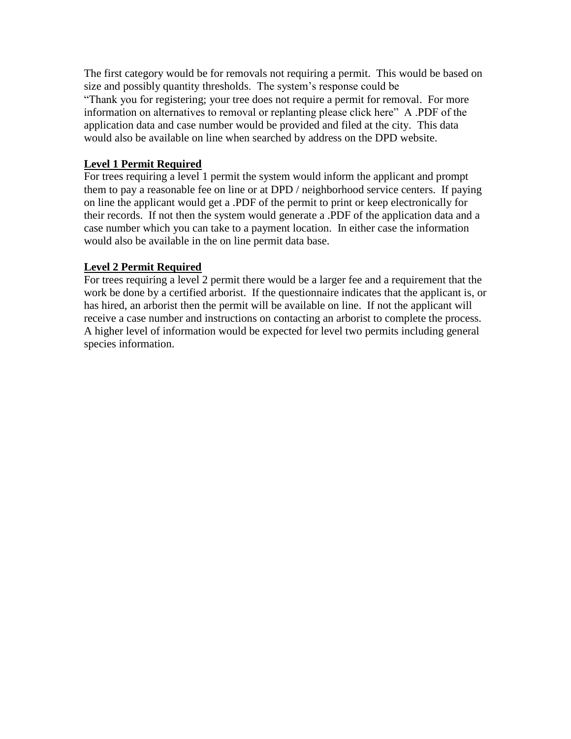The first category would be for removals not requiring a permit. This would be based on size and possibly quantity thresholds. The system's response could be "Thank you for registering; your tree does not require a permit for removal. For more information on alternatives to removal or replanting please click here" A .PDF of the application data and case number would be provided and filed at the city. This data would also be available on line when searched by address on the DPD website.

**Level 1 Permit Required**

For trees requiring a level 1 permit the system would inform the applicant and prompt them to pay a reasonable fee on line or at DPD / neighborhood service centers. If paying on line the applicant would get a .PDF of the permit to print or keep electronically for their records. If not then the system would generate a .PDF of the application data and a case number which you can take to a payment location. In either case the information would also be available in the on line permit data base.

**Level 2 Permit Required**

For trees requiring a level 2 permit there would be a larger fee and a requirement that the work be done by a certified arborist. If the questionnaire indicates that the applicant is, or has hired, an arborist then the permit will be available on line. If not the applicant will receive a case number and instructions on contacting an arborist to complete the process. A higher level of information would be expected for level two permits including general species information.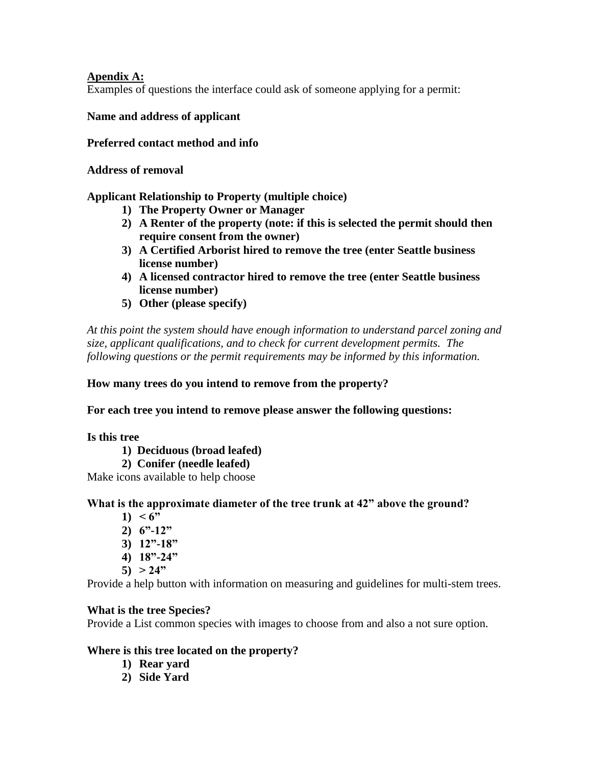**Apendix A:**

Examples of questions the interface could ask of someone applying for a permit:

**Name and address of applicant**

**Preferred contact method and info**

**Address of removal**

**Applicant Relationship to Property (multiple choice)**

1) **The Property Owner or Manager**
2) **A Renter of the property (note: if this is selected the permit should then require consent from the owner)**
3) **A Certified Arborist hired to remove the tree (enter Seattle business license number)**
4) **A licensed contractor hired to remove the tree (enter Seattle business license number)**
5) **Other (please specify)**

*At this point the system should have enough information to understand parcel zoning and size, applicant qualifications, and to check for current development permits. The following questions or the permit requirements may be informed by this information.*

**How many trees do you intend to remove from the property?**

**For each tree you intend to remove please answer the following questions:**

**Is this tree**

1) **Deciduous (broad leafed)**
2) **Conifer (needle leafed)**

Make icons available to help choose

**What is the approximate diameter of the tree trunk at 42" above the ground?**

1) **< 6"**
2) **6"-12"**
3) **12"-18"**
4) **18"-24"**
5) **> 24"**

Provide a help button with information on measuring and guidelines for multi-stem trees.

**What is the tree Species?**

Provide a List common species with images to choose from and also a not sure option.

**Where is this tree located on the property?**

1) **Rear yard**
2) **Side Yard**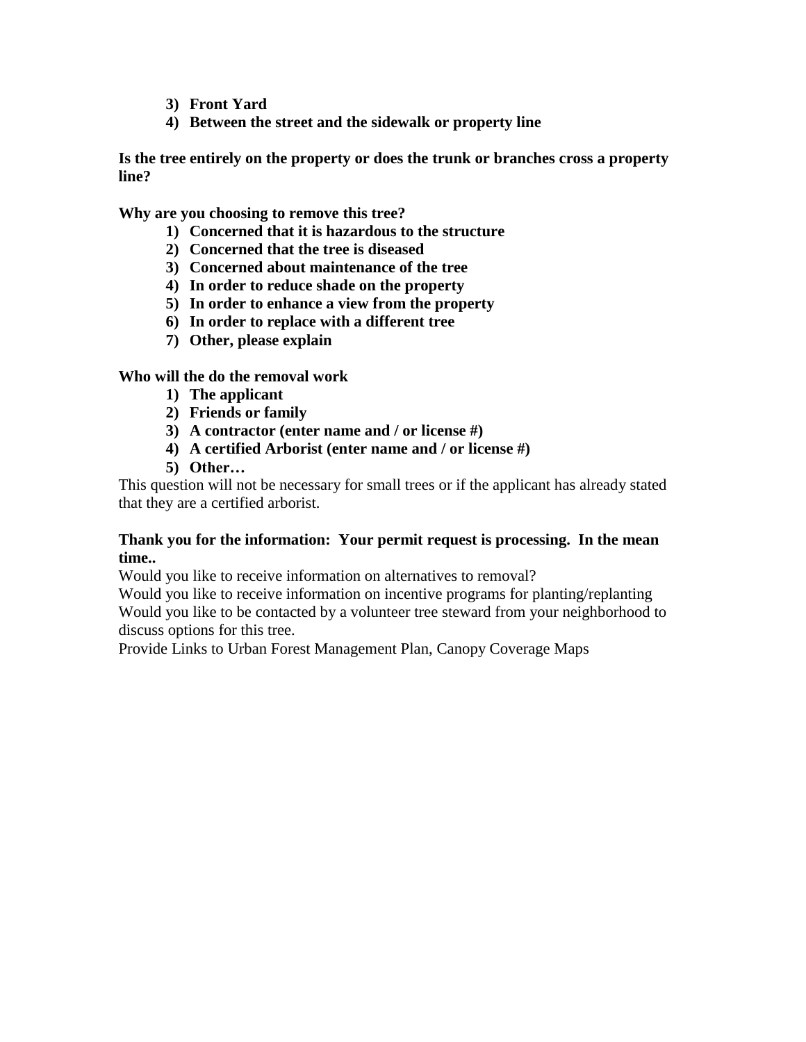3) **Front Yard**
4) **Between the street and the sidewalk or property line**

**Is the tree entirely on the property or does the trunk or branches cross a property line?**

**Why are you choosing to remove this tree?**

1) **Concerned that it is hazardous to the structure**
2) **Concerned that the tree is diseased**
3) **Concerned about maintenance of the tree**
4) **In order to reduce shade on the property**
5) **In order to enhance a view from the property**
6) **In order to replace with a different tree**
7) **Other, please explain**

**Who will the do the removal work**

1) **The applicant**
2) **Friends or family**
3) **A contractor (enter name and / or license #)**
4) **A certified Arborist (enter name and / or license #)**
5) **Other…**

This question will not be necessary for small trees or if the applicant has already stated that they are a certified arborist.

**Thank you for the information: Your permit request is processing. In the mean time..**

Would you like to receive information on alternatives to removal?
Would you like to receive information on incentive programs for planting/replanting
Would you like to be contacted by a volunteer tree steward from your neighborhood to discuss options for this tree.
Provide Links to Urban Forest Management Plan, Canopy Coverage Maps